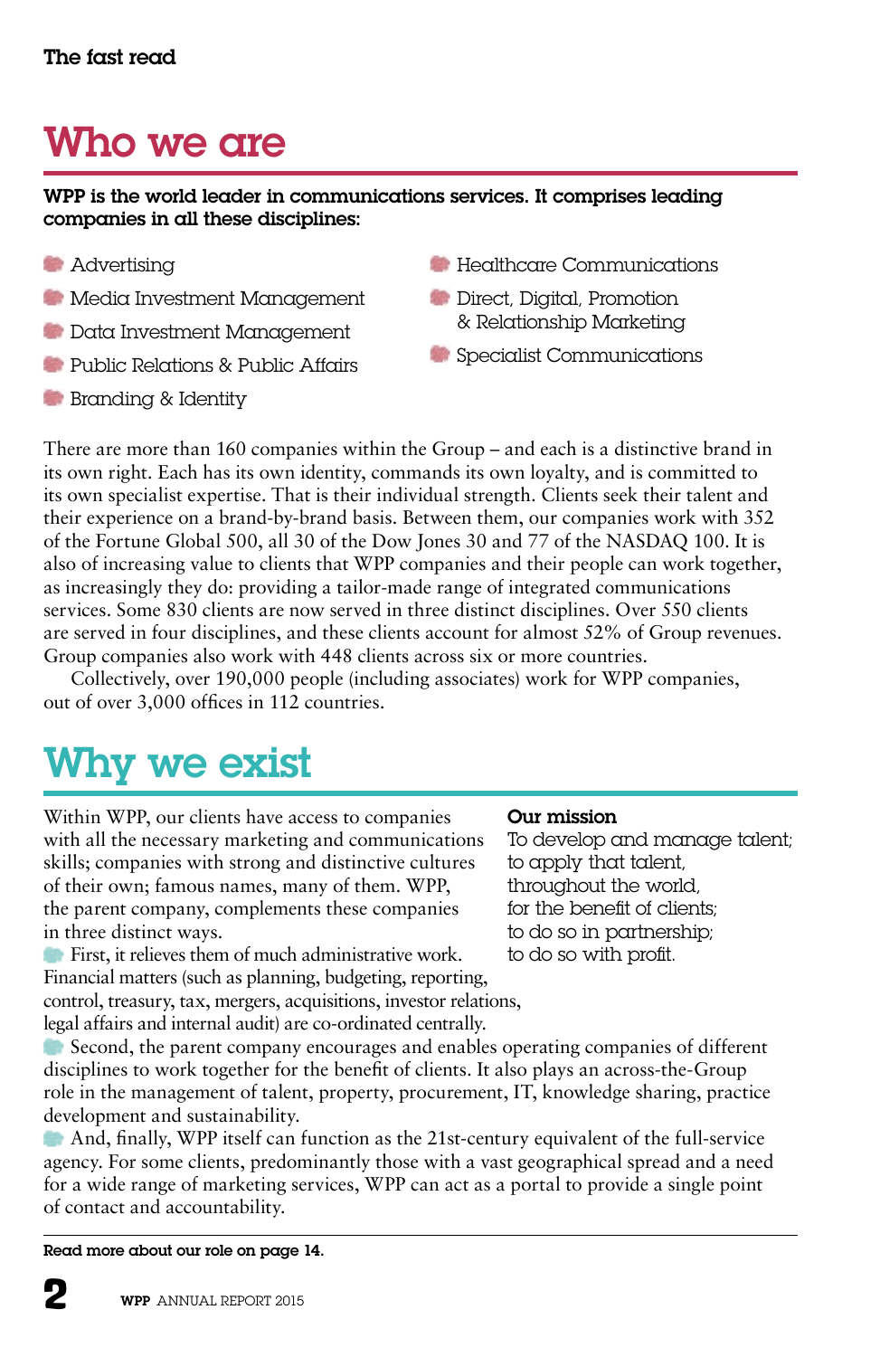**The fast read**

# Who we are

**WPP is the world leader in communications services. It comprises leading companies in all these disciplines:**

- Advertising
- Media Investment Management
- Data Investment Management
- Public Relations & Public Affairs
- Branding & Identity
- Healthcare Communications
- Direct, Digital, Promotion & Relationship Marketing
- Specialist Communications

There are more than 160 companies within the Group – and each is a distinctive brand in its own right. Each has its own identity, commands its own loyalty, and is committed to its own specialist expertise. That is their individual strength. Clients seek their talent and their experience on a brand-by-brand basis. Between them, our companies work with 352 of the Fortune Global 500, all 30 of the Dow Jones 30 and 77 of the NASDAQ 100. It is also of increasing value to clients that WPP companies and their people can work together, as increasingly they do: providing a tailor-made range of integrated communications services. Some 830 clients are now served in three distinct disciplines. Over 550 clients are served in four disciplines, and these clients account for almost 52% of Group revenues. Group companies also work with 448 clients across six or more countries.

Collectively, over 190,000 people (including associates) work for WPP companies, out of over 3,000 offices in 112 countries.

# Why we exist

Within WPP, our clients have access to companies with all the necessary marketing and communications skills; companies with strong and distinctive cultures of their own; famous names, many of them. WPP, the parent company, complements these companies in three distinct ways.

- First, it relieves them of much administrative work. Financial matters (such as planning, budgeting, reporting, control, treasury, tax, mergers, acquisitions, investor relations, legal affairs and internal audit) are co-ordinated centrally.
- Second, the parent company encourages and enables operating companies of different disciplines to work together for the benefit of clients. It also plays an across-the-Group role in the management of talent, property, procurement, IT, knowledge sharing, practice development and sustainability.
- And, finally, WPP itself can function as the 21st-century equivalent of the full-service agency. For some clients, predominantly those with a vast geographical spread and a need for a wide range of marketing services, WPP can act as a portal to provide a single point of contact and accountability.

**Our mission**

To develop and manage talent;
to apply that talent,
throughout the world,
for the benefit of clients;
to do so in partnership;
to do so with profit.

**Read more about our role on page 14.**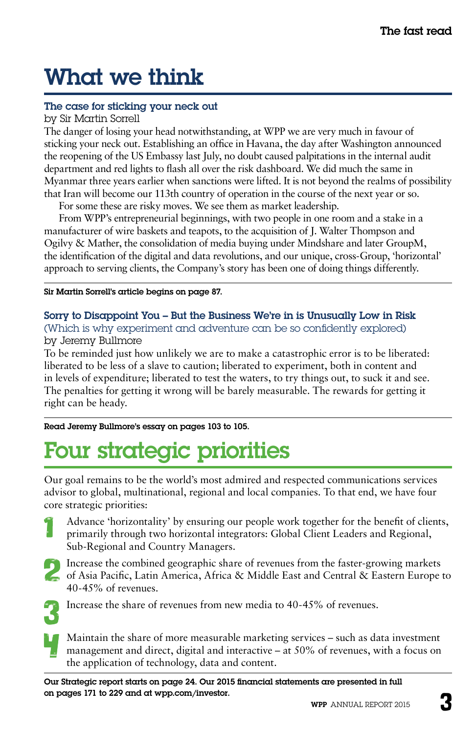# What we think

### The case for sticking your neck out

by Sir Martin Sorrell

The danger of losing your head notwithstanding, at WPP we are very much in favour of sticking your neck out. Establishing an office in Havana, the day after Washington announced the reopening of the US Embassy last July, no doubt caused palpitations in the internal audit department and red lights to flash all over the risk dashboard. We did much the same in Myanmar three years earlier when sanctions were lifted. It is not beyond the realms of possibility that Iran will become our 113th country of operation in the course of the next year or so.

For some these are risky moves. We see them as market leadership.

From WPP's entrepreneurial beginnings, with two people in one room and a stake in a manufacturer of wire baskets and teapots, to the acquisition of J. Walter Thompson and Ogilvy & Mather, the consolidation of media buying under Mindshare and later GroupM, the identification of the digital and data revolutions, and our unique, cross-Group, 'horizontal' approach to serving clients, the Company's story has been one of doing things differently.

**Sir Martin Sorrell's article begins on page 87.**

### Sorry to Disappoint You – But the Business We're in is Unusually Low in Risk

(Which is why experiment and adventure can be so confidently explored)

by Jeremy Bullmore

To be reminded just how unlikely we are to make a catastrophic error is to be liberated: liberated to be less of a slave to caution; liberated to experiment, both in content and in levels of expenditure; liberated to test the waters, to try things out, to suck it and see. The penalties for getting it wrong will be barely measurable. The rewards for getting it right can be heady.

**Read Jeremy Bullmore's essay on pages 103 to 105.**

# Four strategic priorities

Our goal remains to be the world's most admired and respected communications services advisor to global, multinational, regional and local companies. To that end, we have four core strategic priorities:

1. Advance 'horizontality' by ensuring our people work together for the benefit of clients, primarily through two horizontal integrators: Global Client Leaders and Regional, Sub-Regional and Country Managers.
2. Increase the combined geographic share of revenues from the faster-growing markets of Asia Pacific, Latin America, Africa & Middle East and Central & Eastern Europe to 40-45% of revenues.
3. Increase the share of revenues from new media to 40-45% of revenues.
4. Maintain the share of more measurable marketing services – such as data investment management and direct, digital and interactive – at 50% of revenues, with a focus on the application of technology, data and content.

**Our Strategic report starts on page 24. Our 2015 financial statements are presented in full on pages 171 to 229 and at wpp.com/investor.**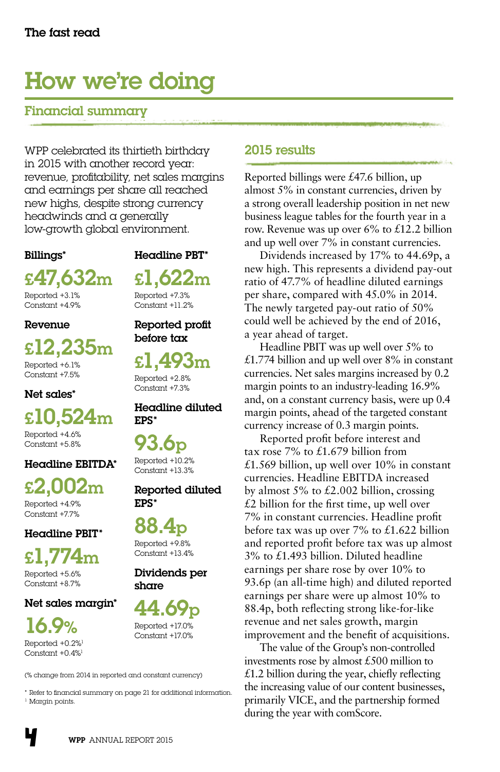The fast read

# How we're doing

## Financial summary

WPP celebrated its thirtieth birthday in 2015 with another record year: revenue, profitability, net sales margins and earnings per share all reached new highs, despite strong currency headwinds and a generally low-growth global environment.

**Billings***

**£47,632m**

Reported +3.1%
Constant +4.9%

**Revenue**

**£12,235m**

Reported +6.1%
Constant +7.5%

**Net sales***

**£10,524m**

Reported +4.6%
Constant +5.8%

**Headline EBITDA***

**£2,002m**

Reported +4.9%
Constant +7.7%

**Headline PBIT***

**£1,774m**

Reported +5.6%
Constant +8.7%

**Net sales margin***

**16.9%**

Reported +0.2%[1]
Constant +0.4%[1]

**Headline PBT***

**£1,622m**

Reported +7.3%
Constant +11.2%

**Reported profit before tax**

**£1,493m**

Reported +2.8%
Constant +7.3%

**Headline diluted EPS***

**93.6p**

Reported +10.2%
Constant +13.3%

**Reported diluted EPS***

**88.4p**

Reported +9.8%
Constant +13.4%

**Dividends per share**

**44.69p**

Reported +17.0%
Constant +17.0%

(% change from 2014 in reported and constant currency)

* Refer to financial summary on page 21 for additional information.
[1] Margin points.

## 2015 results

Reported billings were £47.6 billion, up almost 5% in constant currencies, driven by a strong overall leadership position in net new business league tables for the fourth year in a row. Revenue was up over 6% to £12.2 billion and up well over 7% in constant currencies.

Dividends increased by 17% to 44.69p, a new high. This represents a dividend pay-out ratio of 47.7% of headline diluted earnings per share, compared with 45.0% in 2014. The newly targeted pay-out ratio of 50% could well be achieved by the end of 2016, a year ahead of target.

Headline PBIT was up well over 5% to £1.774 billion and up well over 8% in constant currencies. Net sales margins increased by 0.2 margin points to an industry-leading 16.9% and, on a constant currency basis, were up 0.4 margin points, ahead of the targeted constant currency increase of 0.3 margin points.

Reported profit before interest and tax rose 7% to £1.679 billion from £1.569 billion, up well over 10% in constant currencies. Headline EBITDA increased by almost 5% to £2.002 billion, crossing £2 billion for the first time, up well over 7% in constant currencies. Headline profit before tax was up over 7% to £1.622 billion and reported profit before tax was up almost 3% to £1.493 billion. Diluted headline earnings per share rose by over 10% to 93.6p (an all-time high) and diluted reported earnings per share were up almost 10% to 88.4p, both reflecting strong like-for-like revenue and net sales growth, margin improvement and the benefit of acquisitions.

The value of the Group's non-controlled investments rose by almost £500 million to £1.2 billion during the year, chiefly reflecting the increasing value of our content businesses, primarily VICE, and the partnership formed during the year with comScore.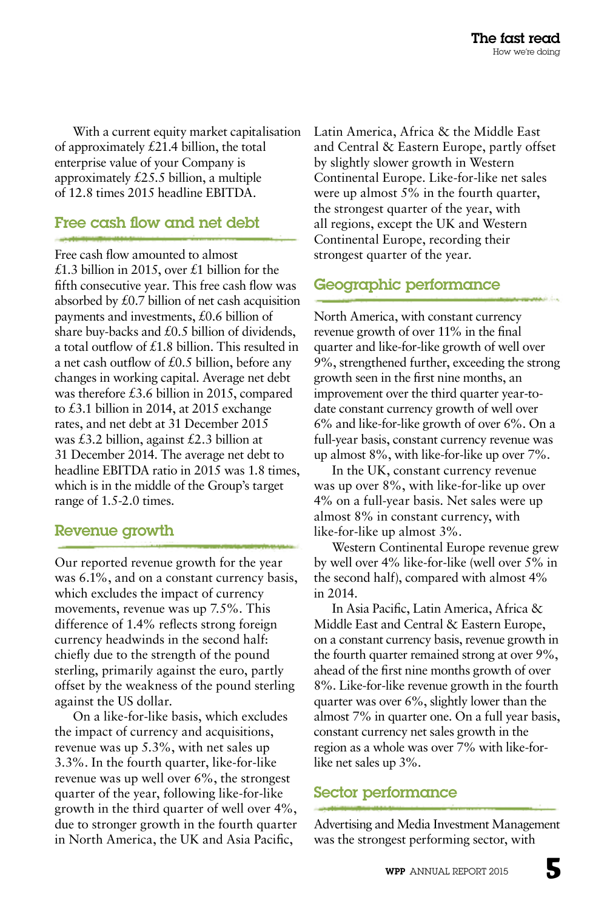With a current equity market capitalisation of approximately £21.4 billion, the total enterprise value of your Company is approximately £25.5 billion, a multiple of 12.8 times 2015 headline EBITDA.

## Free cash flow and net debt

Free cash flow amounted to almost £1.3 billion in 2015, over £1 billion for the fifth consecutive year. This free cash flow was absorbed by £0.7 billion of net cash acquisition payments and investments, £0.6 billion of share buy-backs and £0.5 billion of dividends, a total outflow of £1.8 billion. This resulted in a net cash outflow of £0.5 billion, before any changes in working capital. Average net debt was therefore £3.6 billion in 2015, compared to £3.1 billion in 2014, at 2015 exchange rates, and net debt at 31 December 2015 was £3.2 billion, against £2.3 billion at 31 December 2014. The average net debt to headline EBITDA ratio in 2015 was 1.8 times, which is in the middle of the Group's target range of 1.5-2.0 times.

## Revenue growth

Our reported revenue growth for the year was 6.1%, and on a constant currency basis, which excludes the impact of currency movements, revenue was up 7.5%. This difference of 1.4% reflects strong foreign currency headwinds in the second half: chiefly due to the strength of the pound sterling, primarily against the euro, partly offset by the weakness of the pound sterling against the US dollar.

On a like-for-like basis, which excludes the impact of currency and acquisitions, revenue was up 5.3%, with net sales up 3.3%. In the fourth quarter, like-for-like revenue was up well over 6%, the strongest quarter of the year, following like-for-like growth in the third quarter of well over 4%, due to stronger growth in the fourth quarter in North America, the UK and Asia Pacific, Latin America, Africa & the Middle East and Central & Eastern Europe, partly offset by slightly slower growth in Western Continental Europe. Like-for-like net sales were up almost 5% in the fourth quarter, the strongest quarter of the year, with all regions, except the UK and Western Continental Europe, recording their strongest quarter of the year.

## Geographic performance

North America, with constant currency revenue growth of over 11% in the final quarter and like-for-like growth of well over 9%, strengthened further, exceeding the strong growth seen in the first nine months, an improvement over the third quarter year-to-date constant currency growth of well over 6% and like-for-like growth of over 6%. On a full-year basis, constant currency revenue was up almost 8%, with like-for-like up over 7%.

In the UK, constant currency revenue was up over 8%, with like-for-like up over 4% on a full-year basis. Net sales were up almost 8% in constant currency, with like-for-like up almost 3%.

Western Continental Europe revenue grew by well over 4% like-for-like (well over 5% in the second half), compared with almost 4% in 2014.

In Asia Pacific, Latin America, Africa & Middle East and Central & Eastern Europe, on a constant currency basis, revenue growth in the fourth quarter remained strong at over 9%, ahead of the first nine months growth of over 8%. Like-for-like revenue growth in the fourth quarter was over 6%, slightly lower than the almost 7% in quarter one. On a full year basis, constant currency net sales growth in the region as a whole was over 7% with like-for-like net sales up 3%.

## Sector performance

Advertising and Media Investment Management was the strongest performing sector, with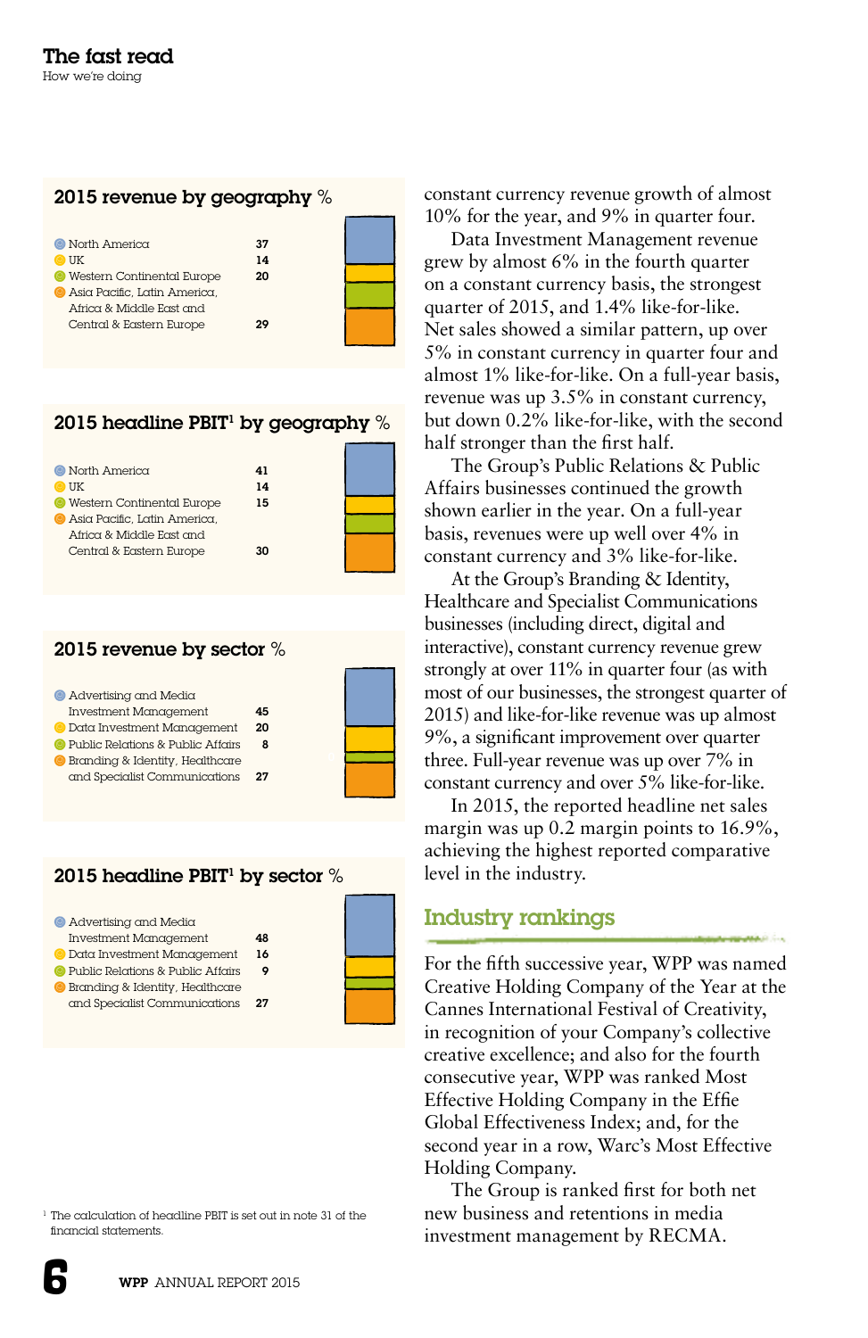# The fast read

How we're doing

## 2015 revenue by geography %

| Region | % |
|---|---|
| North America | 37 |
| UK | 14 |
| Western Continental Europe | 20 |
| Asia Pacific, Latin America, Africa & Middle East and Central & Eastern Europe | 29 |

## 2015 headline PBIT[1] by geography %

| Region | % |
|---|---|
| North America | 41 |
| UK | 14 |
| Western Continental Europe | 15 |
| Asia Pacific, Latin America, Africa & Middle East and Central & Eastern Europe | 30 |

## 2015 revenue by sector %

| Sector | % |
|---|---|
| Advertising and Media Investment Management | 45 |
| Data Investment Management | 20 |
| Public Relations & Public Affairs | 8 |
| Branding & Identity, Healthcare and Specialist Communications | 27 |

## 2015 headline PBIT[1] by sector %

| Sector | % |
|---|---|
| Advertising and Media Investment Management | 48 |
| Data Investment Management | 16 |
| Public Relations & Public Affairs | 9 |
| Branding & Identity, Healthcare and Specialist Communications | 27 |

[1] The calculation of headline PBIT is set out in note 31 of the financial statements.

constant currency revenue growth of almost 10% for the year, and 9% in quarter four.

Data Investment Management revenue grew by almost 6% in the fourth quarter on a constant currency basis, the strongest quarter of 2015, and 1.4% like-for-like. Net sales showed a similar pattern, up over 5% in constant currency in quarter four and almost 1% like-for-like. On a full-year basis, revenue was up 3.5% in constant currency, but down 0.2% like-for-like, with the second half stronger than the first half.

The Group's Public Relations & Public Affairs businesses continued the growth shown earlier in the year. On a full-year basis, revenues were up well over 4% in constant currency and 3% like-for-like.

At the Group's Branding & Identity, Healthcare and Specialist Communications businesses (including direct, digital and interactive), constant currency revenue grew strongly at over 11% in quarter four (as with most of our businesses, the strongest quarter of 2015) and like-for-like revenue was up almost 9%, a significant improvement over quarter three. Full-year revenue was up over 7% in constant currency and over 5% like-for-like.

In 2015, the reported headline net sales margin was up 0.2 margin points to 16.9%, achieving the highest reported comparative level in the industry.

## Industry rankings

For the fifth successive year, WPP was named Creative Holding Company of the Year at the Cannes International Festival of Creativity, in recognition of your Company's collective creative excellence; and also for the fourth consecutive year, WPP was ranked Most Effective Holding Company in the Effie Global Effectiveness Index; and, for the second year in a row, Warc's Most Effective Holding Company.

The Group is ranked first for both net new business and retentions in media investment management by RECMA.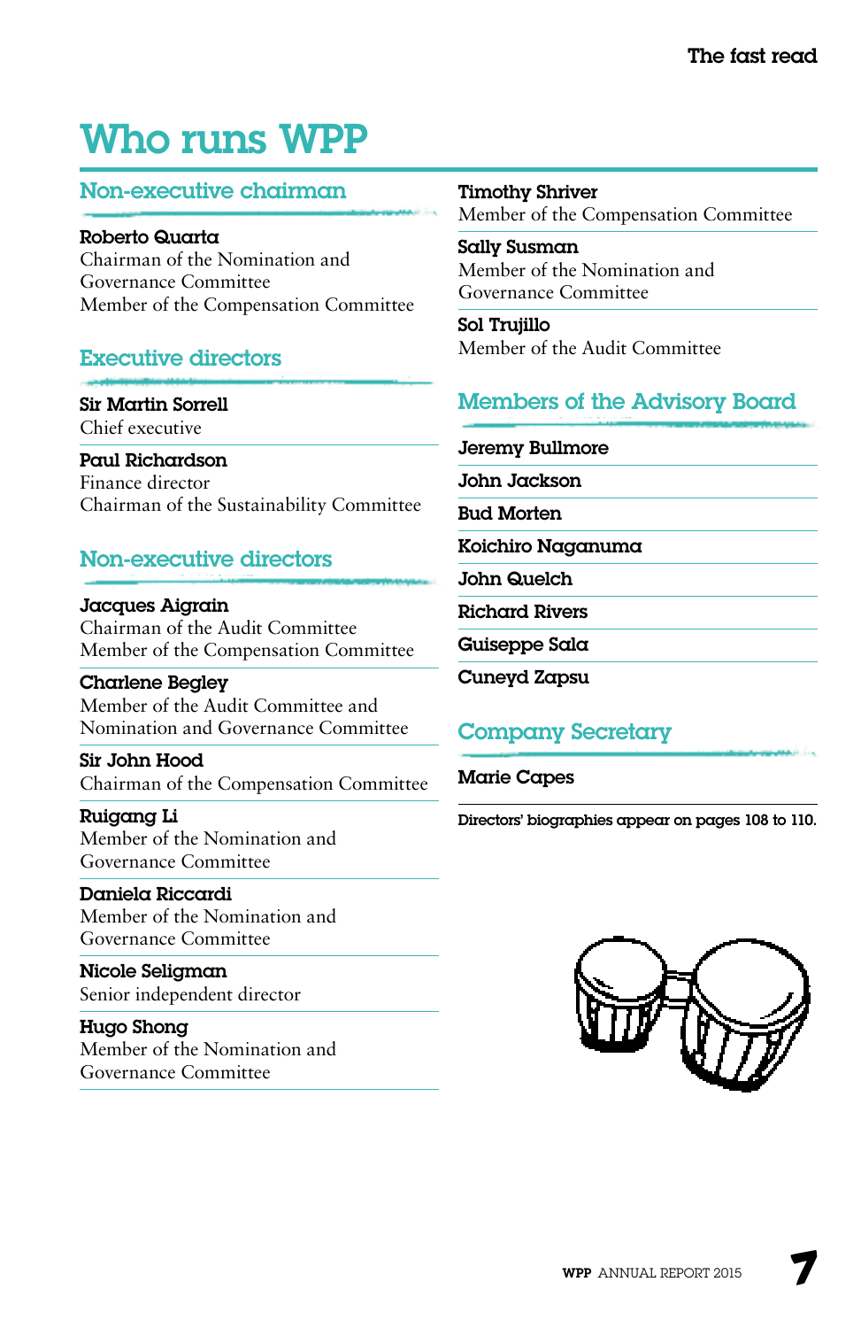# Who runs WPP

## Non-executive chairman

**Roberto Quarta**
Chairman of the Nomination and Governance Committee
Member of the Compensation Committee

## Executive directors

**Sir Martin Sorrell**
Chief executive

**Paul Richardson**
Finance director
Chairman of the Sustainability Committee

## Non-executive directors

**Jacques Aigrain**
Chairman of the Audit Committee
Member of the Compensation Committee

**Charlene Begley**
Member of the Audit Committee and Nomination and Governance Committee

**Sir John Hood**
Chairman of the Compensation Committee

**Ruigang Li**
Member of the Nomination and Governance Committee

**Daniela Riccardi**
Member of the Nomination and Governance Committee

**Nicole Seligman**
Senior independent director

**Hugo Shong**
Member of the Nomination and Governance Committee

**Timothy Shriver**
Member of the Compensation Committee

**Sally Susman**
Member of the Nomination and Governance Committee

**Sol Trujillo**
Member of the Audit Committee

## Members of the Advisory Board

**Jeremy Bullmore**

**John Jackson**

**Bud Morten**

**Koichiro Naganuma**

**John Quelch**

**Richard Rivers**

**Guiseppe Sala**

**Cuneyd Zapsu**

## Company Secretary

**Marie Capes**

Directors' biographies appear on pages 108 to 110.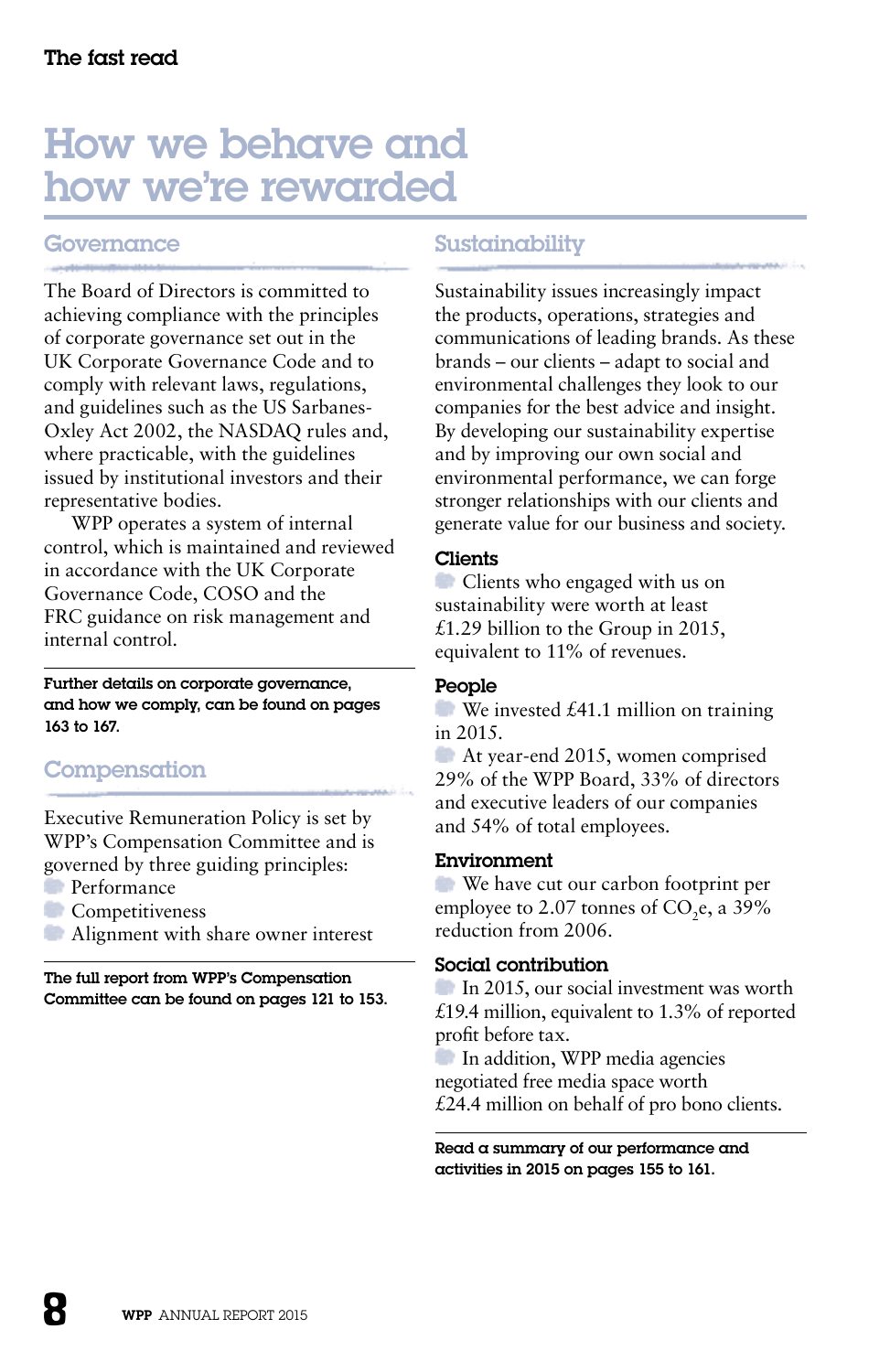The fast read

# How we behave and how we're rewarded

## Governance

The Board of Directors is committed to achieving compliance with the principles of corporate governance set out in the UK Corporate Governance Code and to comply with relevant laws, regulations, and guidelines such as the US Sarbanes-Oxley Act 2002, the NASDAQ rules and, where practicable, with the guidelines issued by institutional investors and their representative bodies.

WPP operates a system of internal control, which is maintained and reviewed in accordance with the UK Corporate Governance Code, COSO and the FRC guidance on risk management and internal control.

**Further details on corporate governance, and how we comply, can be found on pages 163 to 167.**

## Compensation

Executive Remuneration Policy is set by WPP's Compensation Committee and is governed by three guiding principles:

- Performance
- Competitiveness
- Alignment with share owner interest

**The full report from WPP's Compensation Committee can be found on pages 121 to 153.**

## Sustainability

Sustainability issues increasingly impact the products, operations, strategies and communications of leading brands. As these brands – our clients – adapt to social and environmental challenges they look to our companies for the best advice and insight. By developing our sustainability expertise and by improving our own social and environmental performance, we can forge stronger relationships with our clients and generate value for our business and society.

### Clients

- Clients who engaged with us on sustainability were worth at least £1.29 billion to the Group in 2015, equivalent to 11% of revenues.

### People

- We invested £41.1 million on training in 2015.
- At year-end 2015, women comprised 29% of the WPP Board, 33% of directors and executive leaders of our companies and 54% of total employees.

### Environment

- We have cut our carbon footprint per employee to 2.07 tonnes of $CO_2e$, a 39% reduction from 2006.

### Social contribution

- In 2015, our social investment was worth £19.4 million, equivalent to 1.3% of reported profit before tax.
- In addition, WPP media agencies negotiated free media space worth £24.4 million on behalf of pro bono clients.

**Read a summary of our performance and activities in 2015 on pages 155 to 161.**